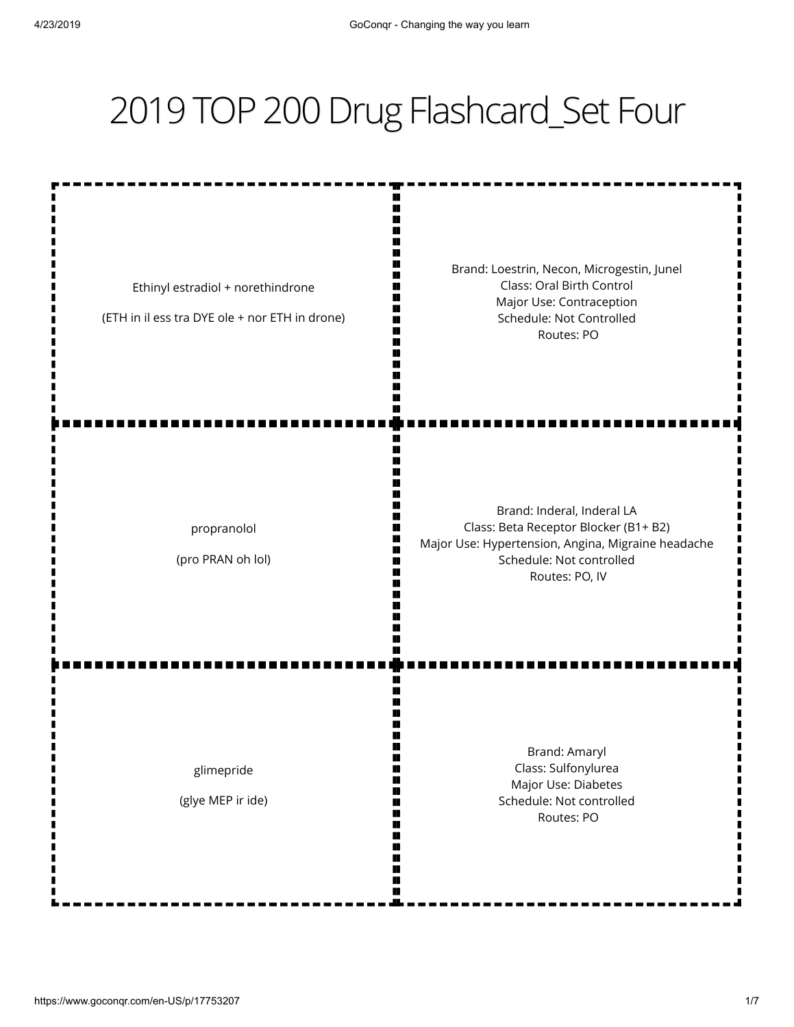# 2019 TOP 200 Drug Flashcard_Set Four

| | |
|---|---|
| Ethinyl estradiol + norethindrone<br><br>(ETH in il ess tra DYE ole + nor ETH in drone) | Brand: Loestrin, Necon, Microgestin, Junel<br>Class: Oral Birth Control<br>Major Use: Contraception<br>Schedule: Not Controlled<br>Routes: PO |
| propranolol<br><br>(pro PRAN oh lol) | Brand: Inderal, Inderal LA<br>Class: Beta Receptor Blocker (B1+ B2)<br>Major Use: Hypertension, Angina, Migraine headache<br>Schedule: Not controlled<br>Routes: PO, IV |
| glimepride<br><br>(glye MEP ir ide) | Brand: Amaryl<br>Class: Sulfonylurea<br>Major Use: Diabetes<br>Schedule: Not controlled<br>Routes: PO |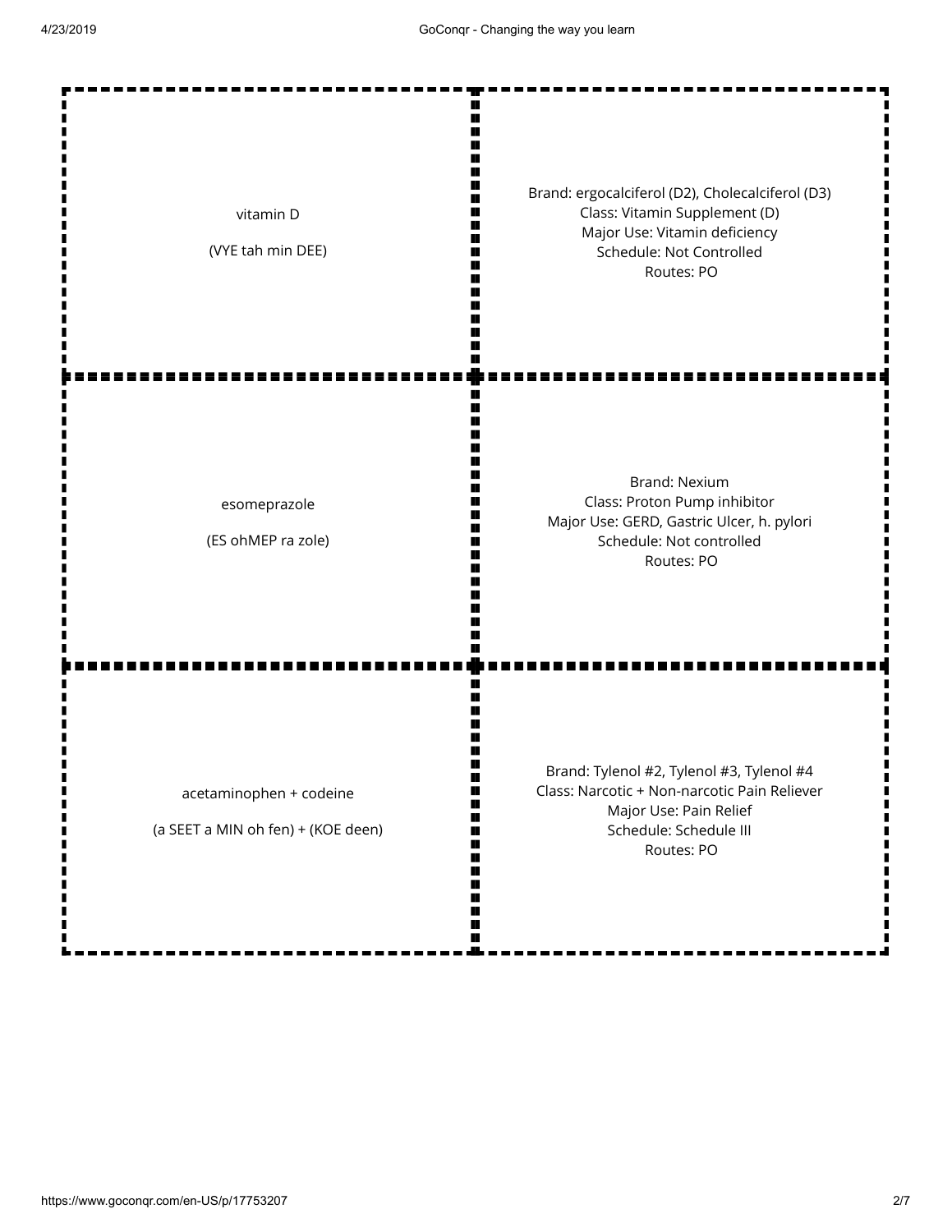| | |
|---|---|
| vitamin D<br><br>(VYE tah min DEE) | Brand: ergocalciferol (D2), Cholecalciferol (D3)<br>Class: Vitamin Supplement (D)<br>Major Use: Vitamin deficiency<br>Schedule: Not Controlled<br>Routes: PO |
| esomeprazole<br><br>(ES ohMEP ra zole) | Brand: Nexium<br>Class: Proton Pump inhibitor<br>Major Use: GERD, Gastric Ulcer, h. pylori<br>Schedule: Not controlled<br>Routes: PO |
| acetaminophen + codeine<br><br>(a SEET a MIN oh fen) + (KOE deen) | Brand: Tylenol #2, Tylenol #3, Tylenol #4<br>Class: Narcotic + Non-narcotic Pain Reliever<br>Major Use: Pain Relief<br>Schedule: Schedule III<br>Routes: PO |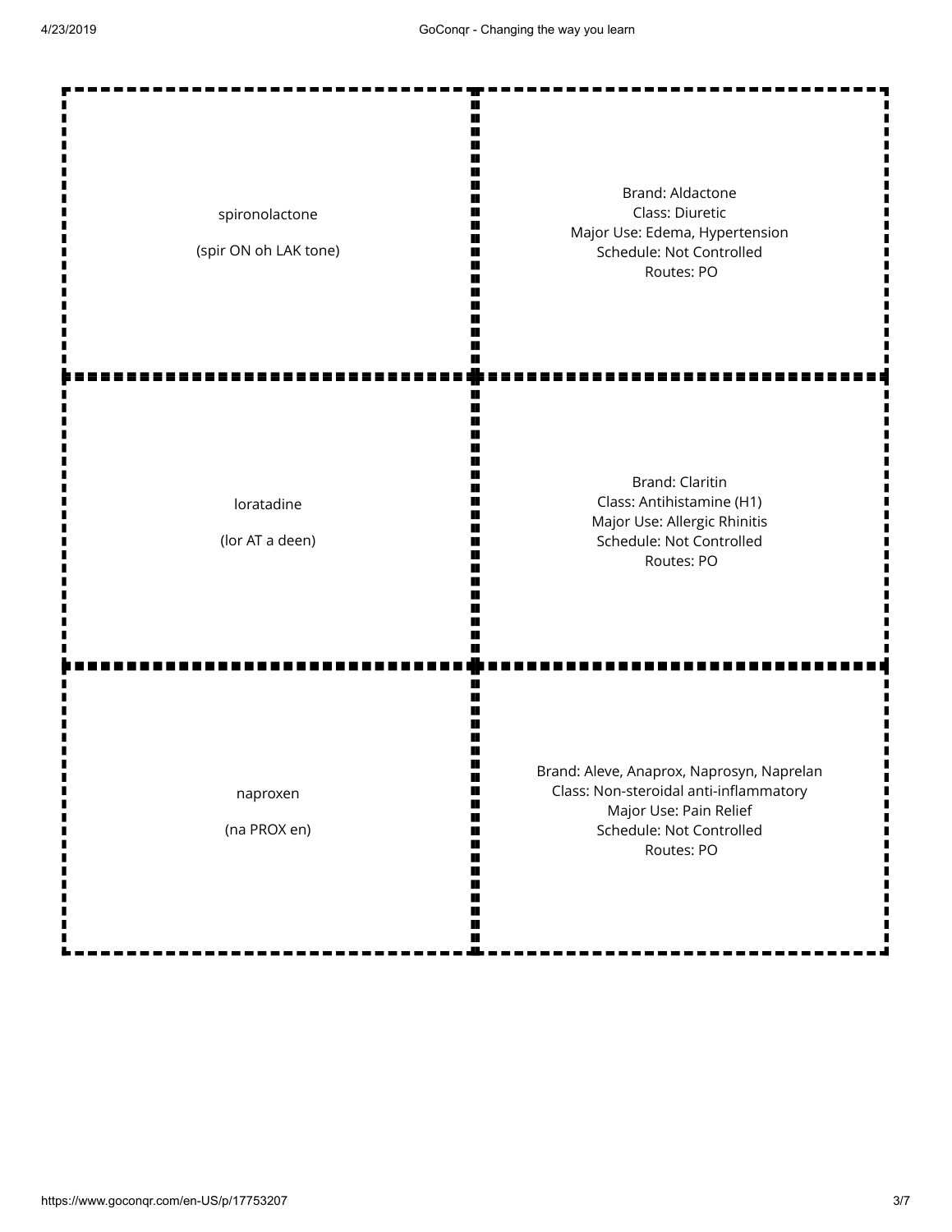| | |
|---|---|
| spironolactone<br><br>(spir ON oh LAK tone) | Brand: Aldactone<br>Class: Diuretic<br>Major Use: Edema, Hypertension<br>Schedule: Not Controlled<br>Routes: PO |
| loratadine<br><br>(lor AT a deen) | Brand: Claritin<br>Class: Antihistamine (H1)<br>Major Use: Allergic Rhinitis<br>Schedule: Not Controlled<br>Routes: PO |
| naproxen<br><br>(na PROX en) | Brand: Aleve, Anaprox, Naprosyn, Naprelan<br>Class: Non-steroidal anti-inflammatory<br>Major Use: Pain Relief<br>Schedule: Not Controlled<br>Routes: PO |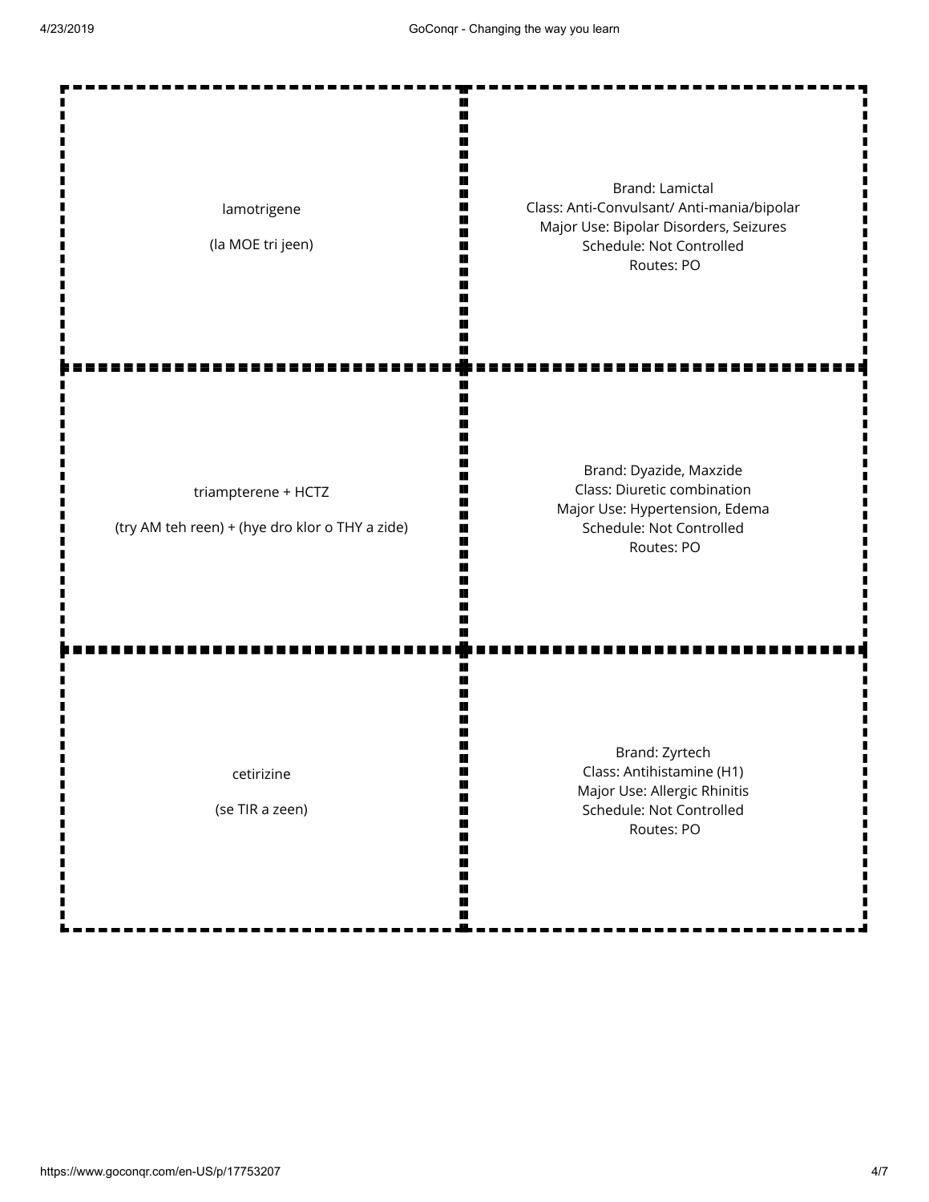| | |
|---|---|
| lamotrigene<br><br>(la MOE tri jeen) | Brand: Lamictal<br>Class: Anti-Convulsant/ Anti-mania/bipolar<br>Major Use: Bipolar Disorders, Seizures<br>Schedule: Not Controlled<br>Routes: PO |
| triampterene + HCTZ<br><br>(try AM teh reen) + (hye dro klor o THY a zide) | Brand: Dyazide, Maxzide<br>Class: Diuretic combination<br>Major Use: Hypertension, Edema<br>Schedule: Not Controlled<br>Routes: PO |
| cetirizine<br><br>(se TIR a zeen) | Brand: Zyrtech<br>Class: Antihistamine (H1)<br>Major Use: Allergic Rhinitis<br>Schedule: Not Controlled<br>Routes: PO |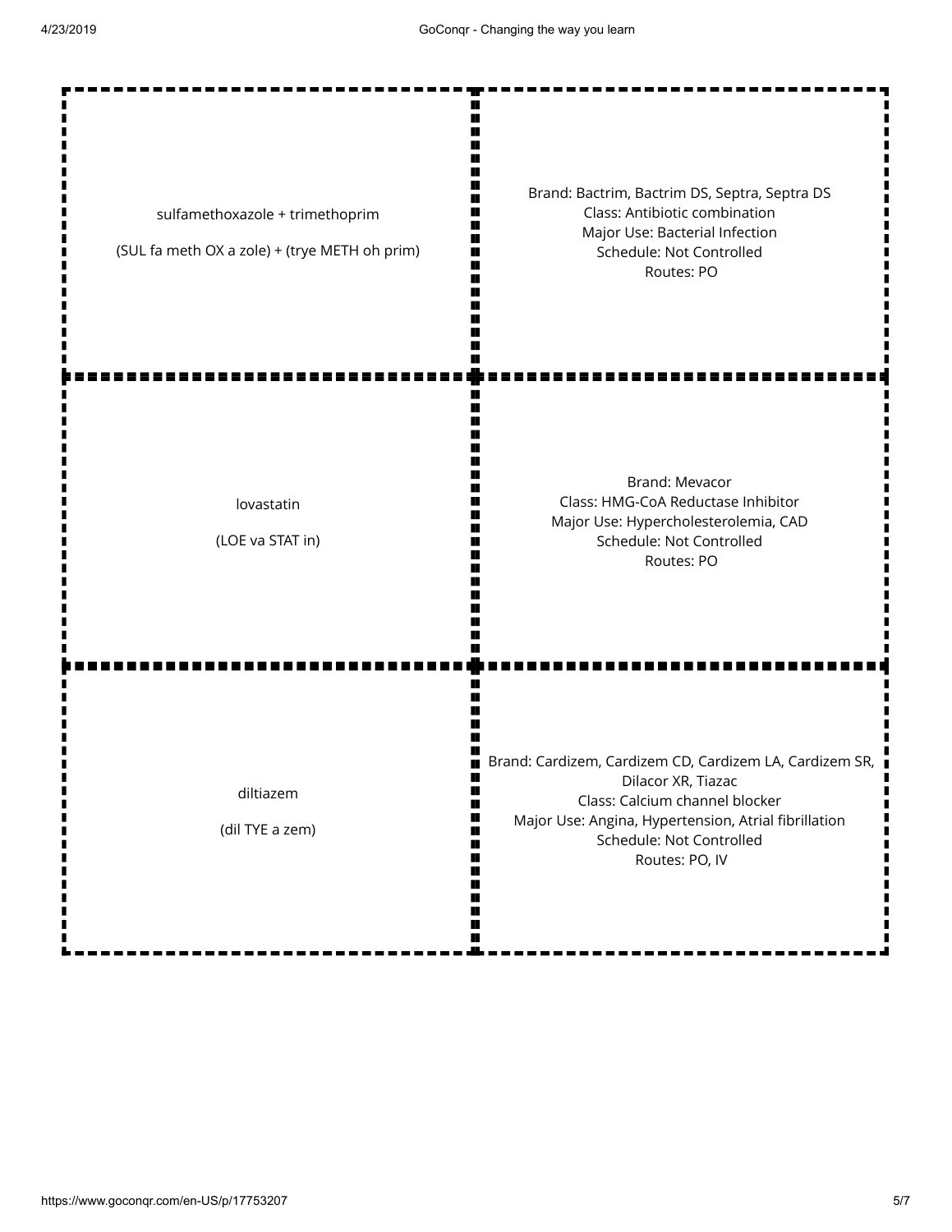| | |
|---|---|
| sulfamethoxazole + trimethoprim<br><br>(SUL fa meth OX a zole) + (trye METH oh prim) | Brand: Bactrim, Bactrim DS, Septra, Septra DS<br>Class: Antibiotic combination<br>Major Use: Bacterial Infection<br>Schedule: Not Controlled<br>Routes: PO |
| lovastatin<br><br>(LOE va STAT in) | Brand: Mevacor<br>Class: HMG-CoA Reductase Inhibitor<br>Major Use: Hypercholesterolemia, CAD<br>Schedule: Not Controlled<br>Routes: PO |
| diltiazem<br><br>(dil TYE a zem) | Brand: Cardizem, Cardizem CD, Cardizem LA, Cardizem SR, Dilacor XR, Tiazac<br>Class: Calcium channel blocker<br>Major Use: Angina, Hypertension, Atrial fibrillation<br>Schedule: Not Controlled<br>Routes: PO, IV |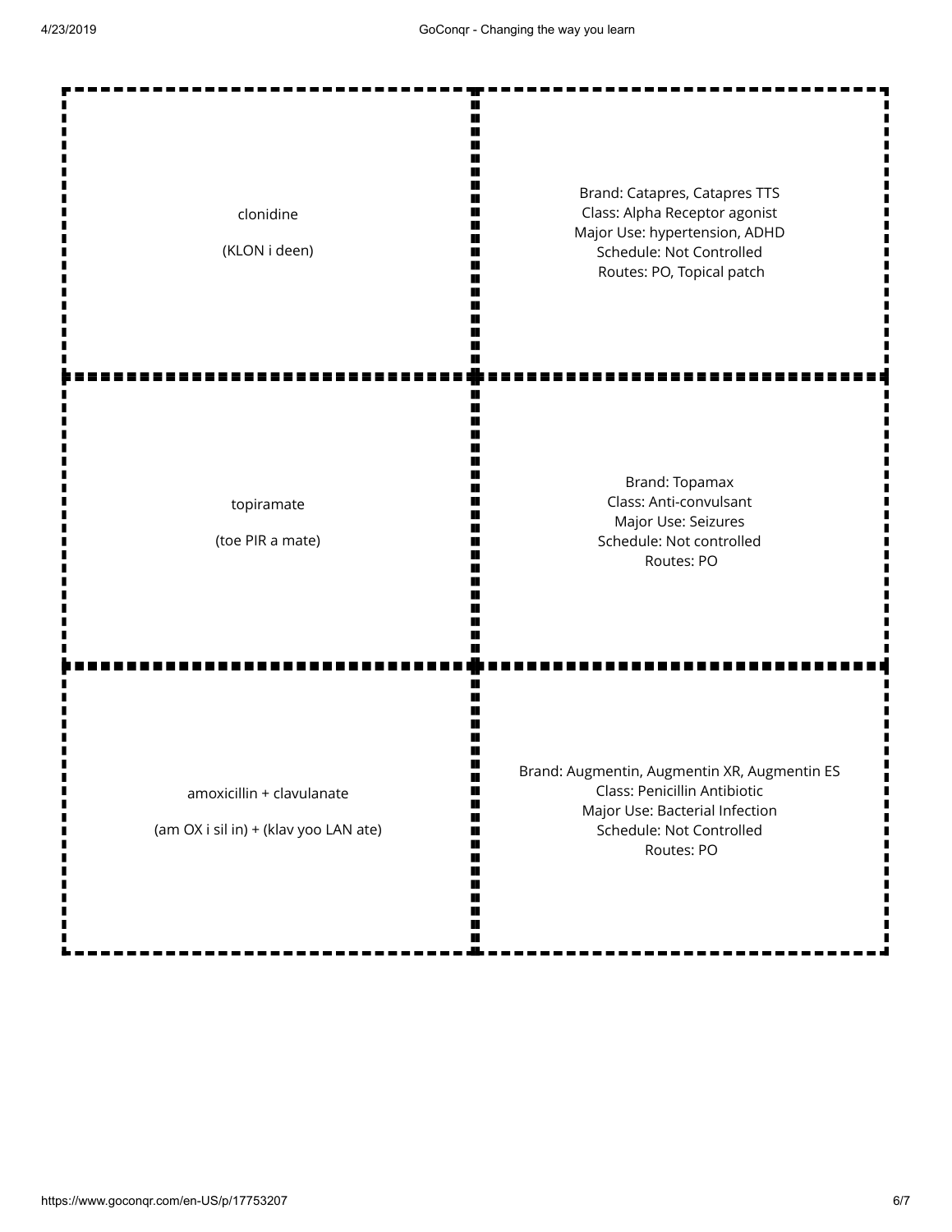| | |
|---|---|
| clonidine<br><br>(KLON i deen) | Brand: Catapres, Catapres TTS<br>Class: Alpha Receptor agonist<br>Major Use: hypertension, ADHD<br>Schedule: Not Controlled<br>Routes: PO, Topical patch |
| topiramate<br><br>(toe PIR a mate) | Brand: Topamax<br>Class: Anti-convulsant<br>Major Use: Seizures<br>Schedule: Not controlled<br>Routes: PO |
| amoxicillin + clavulanate<br><br>(am OX i sil in) + (klav yoo LAN ate) | Brand: Augmentin, Augmentin XR, Augmentin ES<br>Class: Penicillin Antibiotic<br>Major Use: Bacterial Infection<br>Schedule: Not Controlled<br>Routes: PO |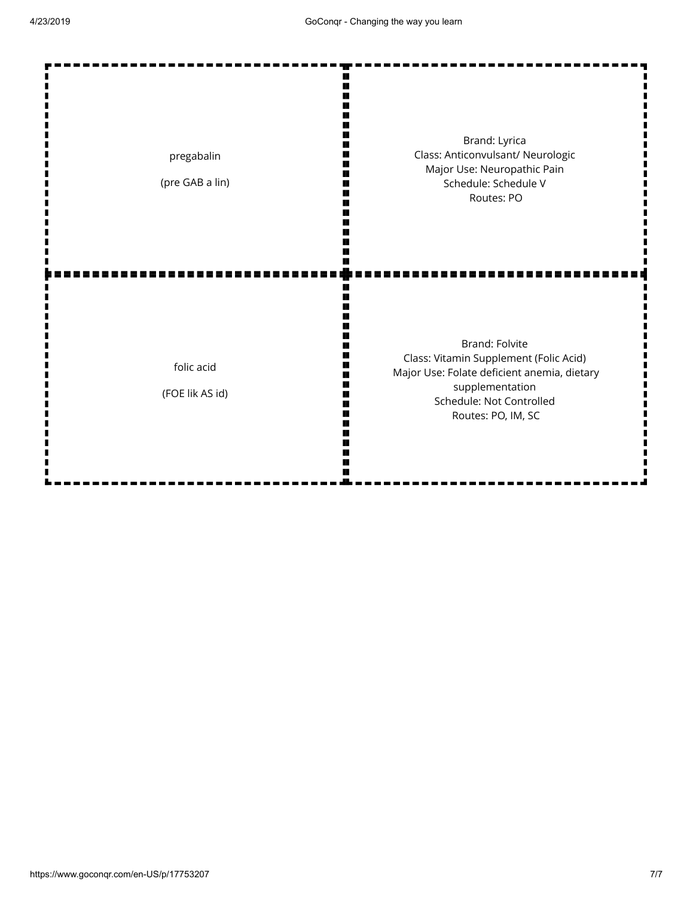| | |
|---|---|
| pregabalin<br><br>(pre GAB a lin) | Brand: Lyrica<br>Class: Anticonvulsant/ Neurologic<br>Major Use: Neuropathic Pain<br>Schedule: Schedule V<br>Routes: PO |
| folic acid<br><br>(FOE lik AS id) | Brand: Folvite<br>Class: Vitamin Supplement (Folic Acid)<br>Major Use: Folate deficient anemia, dietary supplementation<br>Schedule: Not Controlled<br>Routes: PO, IM, SC |